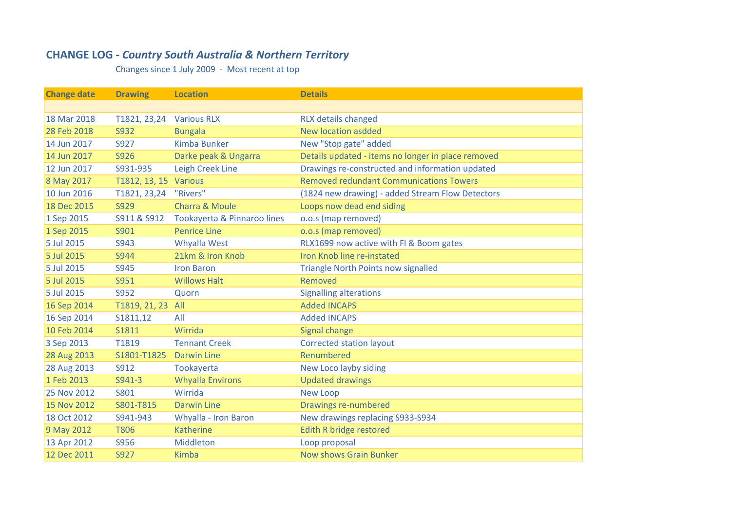# CHANGE LOG - *Country South Australia & Northern Territory*

Changes since 1 July 2009 - Most recent at top

| Change date | Drawing | Location | Details |
|---|---|---|---|
| | | | |
| 18 Mar 2018 | T1821, 23,24 | Various RLX | RLX details changed |
| 28 Feb 2018 | S932 | Bungala | New location asdded |
| 14 Jun 2017 | S927 | Kimba Bunker | New "Stop gate" added |
| 14 Jun 2017 | S926 | Darke peak & Ungarra | Details updated - items no longer in place removed |
| 12 Jun 2017 | S931-935 | Leigh Creek Line | Drawings re-constructed and information updated |
| 8 May 2017 | T1812, 13, 15 | Various | Removed redundant Communications Towers |
| 10 Jun 2016 | T1821, 23,24 | "Rivers" | (1824 new drawing) - added Stream Flow Detectors |
| 18 Dec 2015 | S929 | Charra & Moule | Loops now dead end siding |
| 1 Sep 2015 | S911 & S912 | Tookayerta & Pinnaroo lines | o.o.s (map removed) |
| 1 Sep 2015 | S901 | Penrice Line | o.o.s (map removed) |
| 5 Jul 2015 | S943 | Whyalla West | RLX1699 now active with Fl & Boom gates |
| 5 Jul 2015 | S944 | 21km & Iron Knob | Iron Knob line re-instated |
| 5 Jul 2015 | S945 | Iron Baron | Triangle North Points now signalled |
| 5 Jul 2015 | S951 | Willows Halt | Removed |
| 5 Jul 2015 | S952 | Quorn | Signalling alterations |
| 16 Sep 2014 | T1819, 21, 23 | All | Added INCAPS |
| 16 Sep 2014 | S1811,12 | All | Added INCAPS |
| 10 Feb 2014 | S1811 | Wirrida | Signal change |
| 3 Sep 2013 | T1819 | Tennant Creek | Corrected station layout |
| 28 Aug 2013 | S1801-T1825 | Darwin Line | Renumbered |
| 28 Aug 2013 | S912 | Tookayerta | New Loco layby siding |
| 1 Feb 2013 | S941-3 | Whyalla Environs | Updated drawings |
| 25 Nov 2012 | S801 | Wirrida | New Loop |
| 15 Nov 2012 | S801-T815 | Darwin Line | Drawings re-numbered |
| 18 Oct 2012 | S941-943 | Whyalla - Iron Baron | New drawings replacing S933-S934 |
| 9 May 2012 | T806 | Katherine | Edith R bridge restored |
| 13 Apr 2012 | S956 | Middleton | Loop proposal |
| 12 Dec 2011 | S927 | Kimba | Now shows Grain Bunker |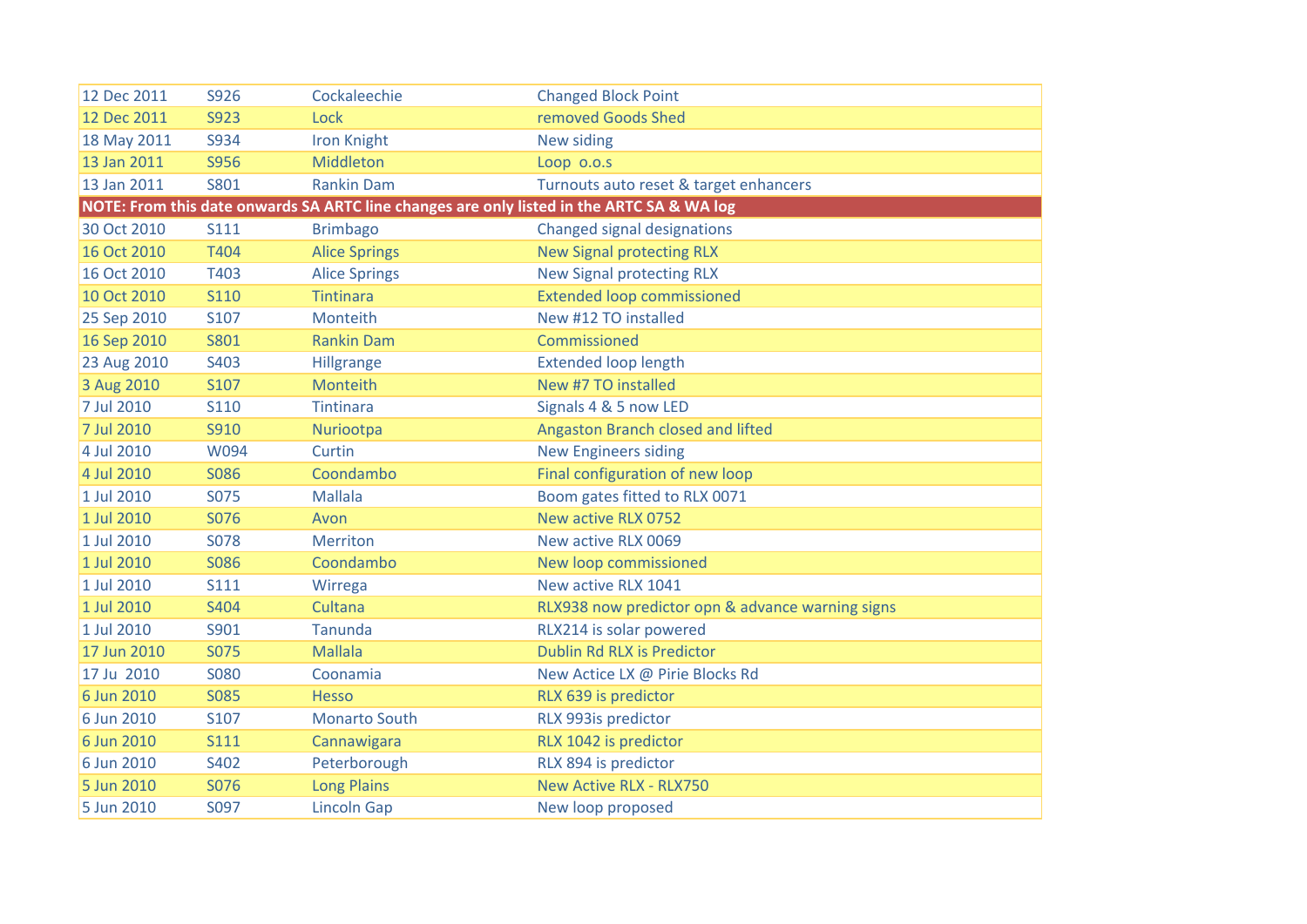| | | | |
|---|---|---|---|
| 12 Dec 2011 | S926 | Cockaleechie | Changed Block Point |
| 12 Dec 2011 | S923 | Lock | removed Goods Shed |
| 18 May 2011 | S934 | Iron Knight | New siding |
| 13 Jan 2011 | S956 | Middleton | Loop o.o.s |
| 13 Jan 2011 | S801 | Rankin Dam | Turnouts auto reset & target enhancers |
| **NOTE: From this date onwards SA ARTC line changes are only listed in the ARTC SA & WA log** | | | |
| 30 Oct 2010 | S111 | Brimbago | Changed signal designations |
| 16 Oct 2010 | T404 | Alice Springs | New Signal protecting RLX |
| 16 Oct 2010 | T403 | Alice Springs | New Signal protecting RLX |
| 10 Oct 2010 | S110 | Tintinara | Extended loop commissioned |
| 25 Sep 2010 | S107 | Monteith | New #12 TO installed |
| 16 Sep 2010 | S801 | Rankin Dam | Commissioned |
| 23 Aug 2010 | S403 | Hillgrange | Extended loop length |
| 3 Aug 2010 | S107 | Monteith | New #7 TO installed |
| 7 Jul 2010 | S110 | Tintinara | Signals 4 & 5 now LED |
| 7 Jul 2010 | S910 | Nuriootpa | Angaston Branch closed and lifted |
| 4 Jul 2010 | W094 | Curtin | New Engineers siding |
| 4 Jul 2010 | S086 | Coondambo | Final configuration of new loop |
| 1 Jul 2010 | S075 | Mallala | Boom gates fitted to RLX 0071 |
| 1 Jul 2010 | S076 | Avon | New active RLX 0752 |
| 1 Jul 2010 | S078 | Merriton | New active RLX 0069 |
| 1 Jul 2010 | S086 | Coondambo | New loop commissioned |
| 1 Jul 2010 | S111 | Wirrega | New active RLX 1041 |
| 1 Jul 2010 | S404 | Cultana | RLX938 now predictor opn & advance warning signs |
| 1 Jul 2010 | S901 | Tanunda | RLX214 is solar powered |
| 17 Jun 2010 | S075 | Mallala | Dublin Rd RLX is Predictor |
| 17 Ju 2010 | S080 | Coonamia | New Actice LX @ Pirie Blocks Rd |
| 6 Jun 2010 | S085 | Hesso | RLX 639 is predictor |
| 6 Jun 2010 | S107 | Monarto South | RLX 993is predictor |
| 6 Jun 2010 | S111 | Cannawigara | RLX 1042 is predictor |
| 6 Jun 2010 | S402 | Peterborough | RLX 894 is predictor |
| 5 Jun 2010 | S076 | Long Plains | New Active RLX - RLX750 |
| 5 Jun 2010 | S097 | Lincoln Gap | New loop proposed |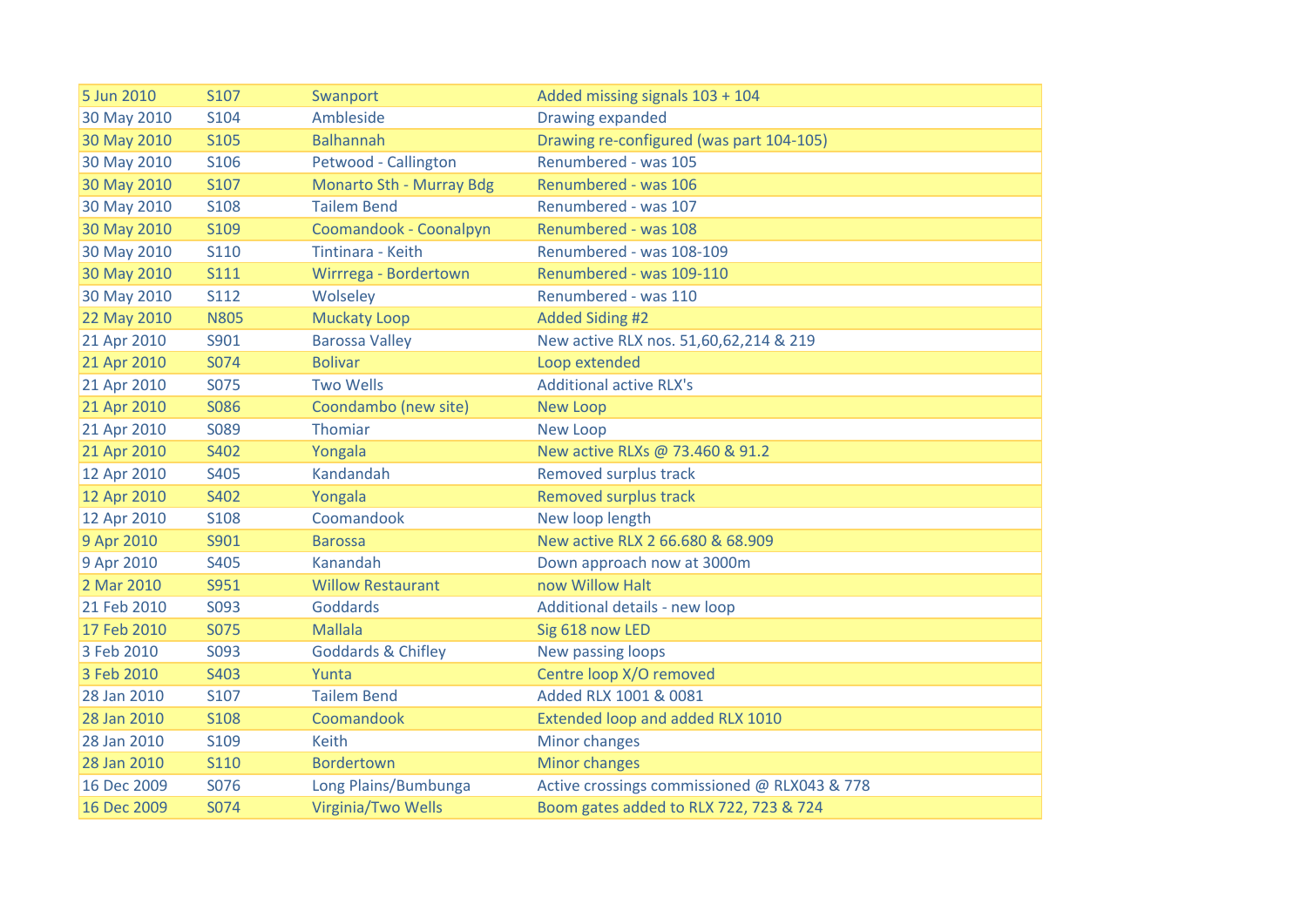| | | | |
|---|---|---|---|
| 5 Jun 2010 | S107 | Swanport | Added missing signals 103 + 104 |
| 30 May 2010 | S104 | Ambleside | Drawing expanded |
| 30 May 2010 | S105 | Balhannah | Drawing re-configured (was part 104-105) |
| 30 May 2010 | S106 | Petwood - Callington | Renumbered - was 105 |
| 30 May 2010 | S107 | Monarto Sth - Murray Bdg | Renumbered - was 106 |
| 30 May 2010 | S108 | Tailem Bend | Renumbered - was 107 |
| 30 May 2010 | S109 | Coomandook - Coonalpyn | Renumbered - was 108 |
| 30 May 2010 | S110 | Tintinara - Keith | Renumbered - was 108-109 |
| 30 May 2010 | S111 | Wirrrega - Bordertown | Renumbered - was 109-110 |
| 30 May 2010 | S112 | Wolseley | Renumbered - was 110 |
| 22 May 2010 | N805 | Muckaty Loop | Added Siding #2 |
| 21 Apr 2010 | S901 | Barossa Valley | New active RLX nos. 51,60,62,214 & 219 |
| 21 Apr 2010 | S074 | Bolivar | Loop extended |
| 21 Apr 2010 | S075 | Two Wells | Additional active RLX's |
| 21 Apr 2010 | S086 | Coondambo (new site) | New Loop |
| 21 Apr 2010 | S089 | Thomiar | New Loop |
| 21 Apr 2010 | S402 | Yongala | New active RLXs @ 73.460 & 91.2 |
| 12 Apr 2010 | S405 | Kandandah | Removed surplus track |
| 12 Apr 2010 | S402 | Yongala | Removed surplus track |
| 12 Apr 2010 | S108 | Coomandook | New loop length |
| 9 Apr 2010 | S901 | Barossa | New active RLX 2 66.680 & 68.909 |
| 9 Apr 2010 | S405 | Kanandah | Down approach now at 3000m |
| 2 Mar 2010 | S951 | Willow Restaurant | now Willow Halt |
| 21 Feb 2010 | S093 | Goddards | Additional details - new loop |
| 17 Feb 2010 | S075 | Mallala | Sig 618 now LED |
| 3 Feb 2010 | S093 | Goddards & Chifley | New passing loops |
| 3 Feb 2010 | S403 | Yunta | Centre loop X/O removed |
| 28 Jan 2010 | S107 | Tailem Bend | Added RLX 1001 & 0081 |
| 28 Jan 2010 | S108 | Coomandook | Extended loop and added RLX 1010 |
| 28 Jan 2010 | S109 | Keith | Minor changes |
| 28 Jan 2010 | S110 | Bordertown | Minor changes |
| 16 Dec 2009 | S076 | Long Plains/Bumbunga | Active crossings commissioned @ RLX043 & 778 |
| 16 Dec 2009 | S074 | Virginia/Two Wells | Boom gates added to RLX 722, 723 & 724 |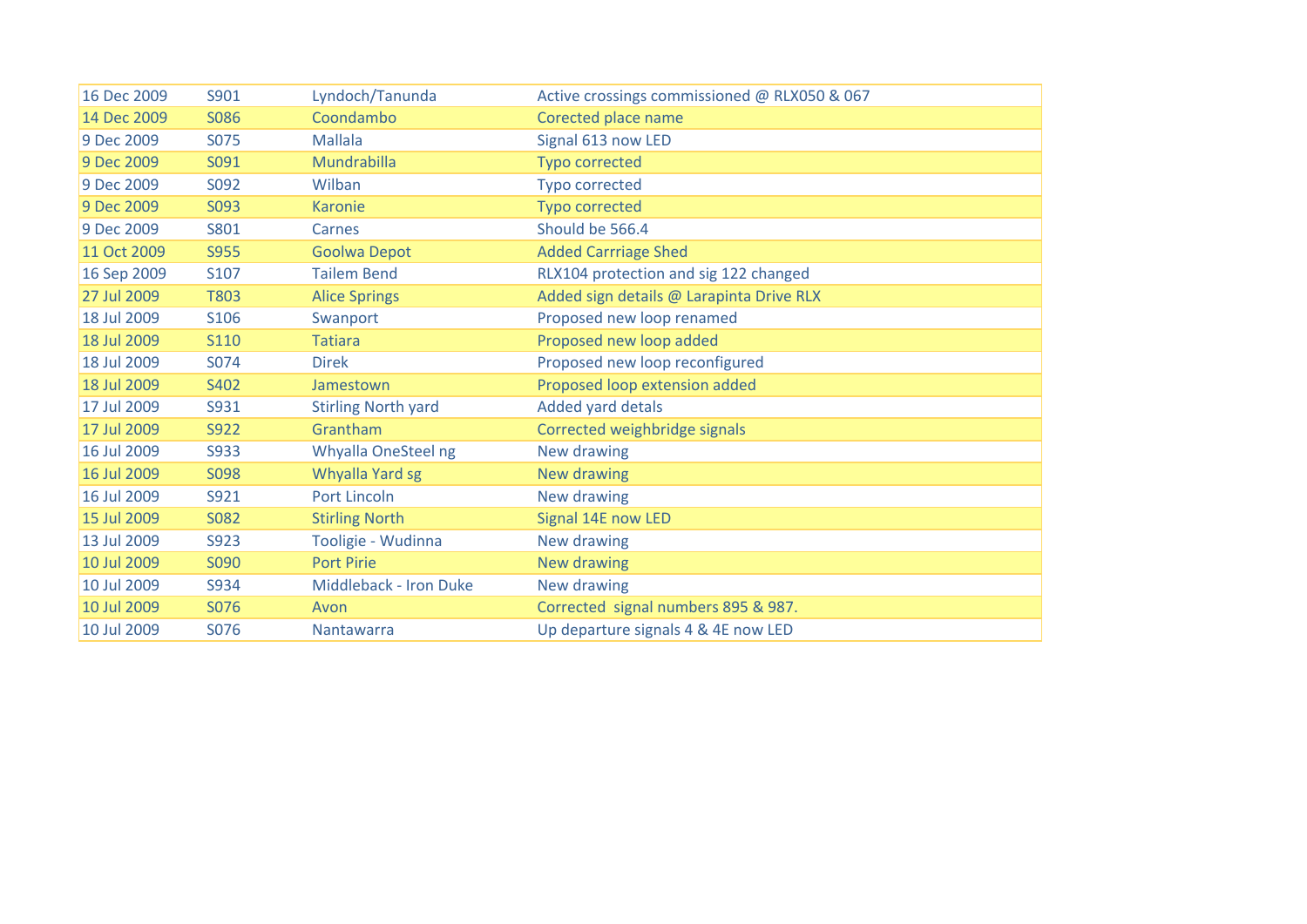| | | | |
|---|---|---|---|
| 16 Dec 2009 | S901 | Lyndoch/Tanunda | Active crossings commissioned @ RLX050 & 067 |
| 14 Dec 2009 | S086 | Coondambo | Corected place name |
| 9 Dec 2009 | S075 | Mallala | Signal 613 now LED |
| 9 Dec 2009 | S091 | Mundrabilla | Typo corrected |
| 9 Dec 2009 | S092 | Wilban | Typo corrected |
| 9 Dec 2009 | S093 | Karonie | Typo corrected |
| 9 Dec 2009 | S801 | Carnes | Should be 566.4 |
| 11 Oct 2009 | S955 | Goolwa Depot | Added Carrriage Shed |
| 16 Sep 2009 | S107 | Tailem Bend | RLX104 protection and sig 122 changed |
| 27 Jul 2009 | T803 | Alice Springs | Added sign details @ Larapinta Drive RLX |
| 18 Jul 2009 | S106 | Swanport | Proposed new loop renamed |
| 18 Jul 2009 | S110 | Tatiara | Proposed new loop added |
| 18 Jul 2009 | S074 | Direk | Proposed new loop reconfigured |
| 18 Jul 2009 | S402 | Jamestown | Proposed loop extension added |
| 17 Jul 2009 | S931 | Stirling North yard | Added yard detals |
| 17 Jul 2009 | S922 | Grantham | Corrected weighbridge signals |
| 16 Jul 2009 | S933 | Whyalla OneSteel ng | New drawing |
| 16 Jul 2009 | S098 | Whyalla Yard sg | New drawing |
| 16 Jul 2009 | S921 | Port Lincoln | New drawing |
| 15 Jul 2009 | S082 | Stirling North | Signal 14E now LED |
| 13 Jul 2009 | S923 | Tooligie - Wudinna | New drawing |
| 10 Jul 2009 | S090 | Port Pirie | New drawing |
| 10 Jul 2009 | S934 | Middleback - Iron Duke | New drawing |
| 10 Jul 2009 | S076 | Avon | Corrected signal numbers 895 & 987. |
| 10 Jul 2009 | S076 | Nantawarra | Up departure signals 4 & 4E now LED |